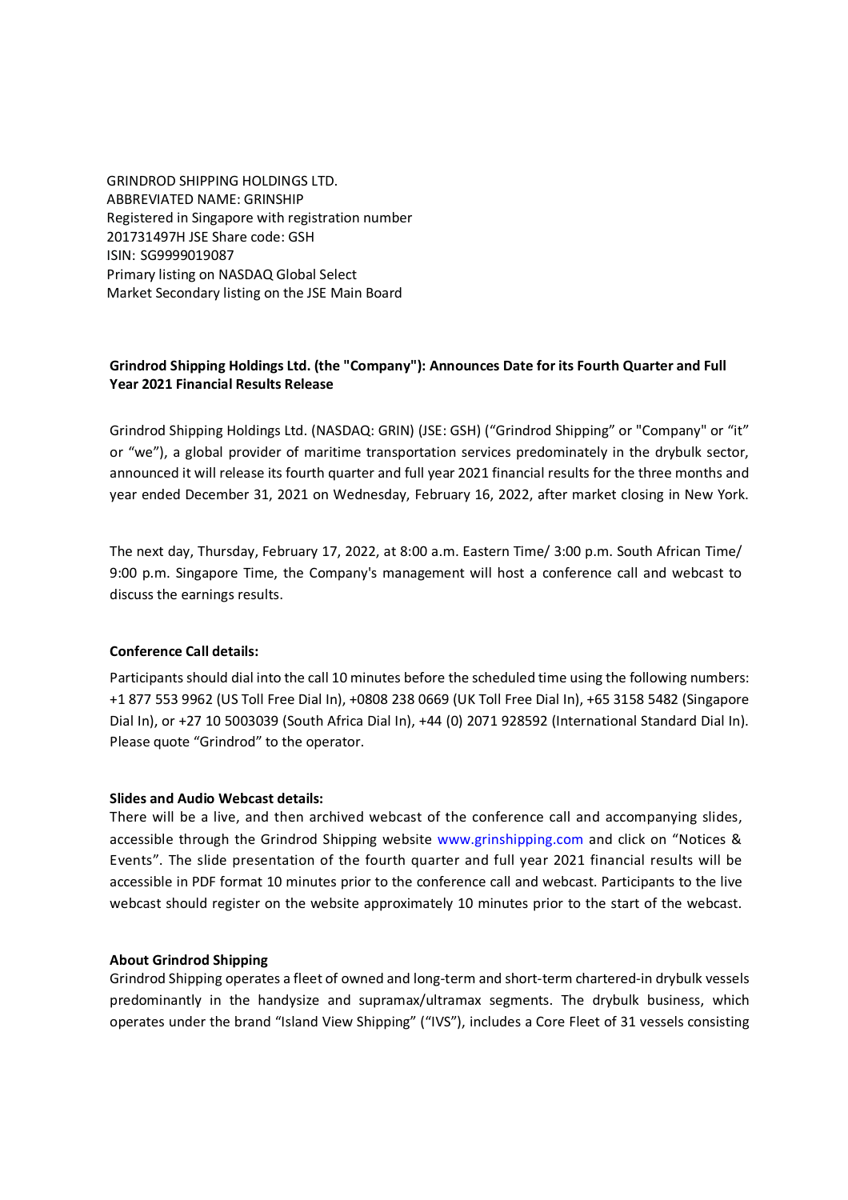GRINDROD SHIPPING HOLDINGS LTD.
ABBREVIATED NAME: GRINSHIP
Registered in Singapore with registration number
201731497H JSE Share code: GSH
ISIN: SG9999019087
Primary listing on NASDAQ Global Select
Market Secondary listing on the JSE Main Board

**Grindrod Shipping Holdings Ltd. (the "Company"): Announces Date for its Fourth Quarter and Full Year 2021 Financial Results Release**

Grindrod Shipping Holdings Ltd. (NASDAQ: GRIN) (JSE: GSH) ("Grindrod Shipping" or "Company" or "it" or "we"), a global provider of maritime transportation services predominately in the drybulk sector, announced it will release its fourth quarter and full year 2021 financial results for the three months and year ended December 31, 2021 on Wednesday, February 16, 2022, after market closing in New York.

The next day, Thursday, February 17, 2022, at 8:00 a.m. Eastern Time/ 3:00 p.m. South African Time/ 9:00 p.m. Singapore Time, the Company's management will host a conference call and webcast to discuss the earnings results.

**Conference Call details:**

Participants should dial into the call 10 minutes before the scheduled time using the following numbers: +1 877 553 9962 (US Toll Free Dial In), +0808 238 0669 (UK Toll Free Dial In), +65 3158 5482 (Singapore Dial In), or +27 10 5003039 (South Africa Dial In), +44 (0) 2071 928592 (International Standard Dial In). Please quote "Grindrod" to the operator.

**Slides and Audio Webcast details:**

There will be a live, and then archived webcast of the conference call and accompanying slides, accessible through the Grindrod Shipping website www.grinshipping.com and click on "Notices & Events". The slide presentation of the fourth quarter and full year 2021 financial results will be accessible in PDF format 10 minutes prior to the conference call and webcast. Participants to the live webcast should register on the website approximately 10 minutes prior to the start of the webcast.

**About Grindrod Shipping**

Grindrod Shipping operates a fleet of owned and long-term and short-term chartered-in drybulk vessels predominantly in the handysize and supramax/ultramax segments. The drybulk business, which operates under the brand "Island View Shipping" ("IVS"), includes a Core Fleet of 31 vessels consisting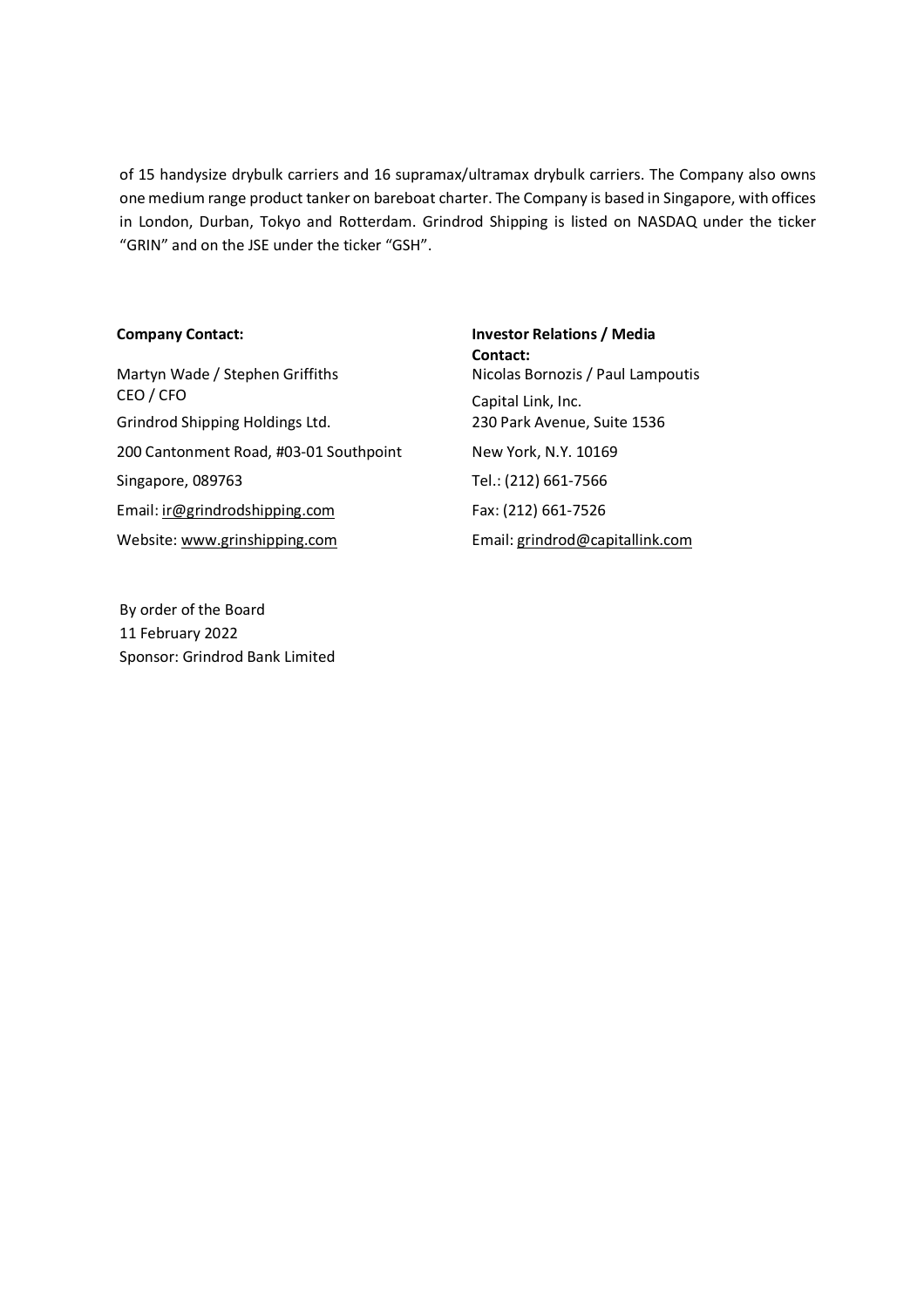of 15 handysize drybulk carriers and 16 supramax/ultramax drybulk carriers. The Company also owns one medium range product tanker on bareboat charter. The Company is based in Singapore, with offices in London, Durban, Tokyo and Rotterdam. Grindrod Shipping is listed on NASDAQ under the ticker "GRIN" and on the JSE under the ticker "GSH".

**Company Contact:**

Martyn Wade / Stephen Griffiths
CEO / CFO

Grindrod Shipping Holdings Ltd.

200 Cantonment Road, #03-01 Southpoint

Singapore, 089763

Email: ir@grindrodshipping.com

Website: www.grinshipping.com

**Investor Relations / Media Contact:**

Nicolas Bornozis / Paul Lampoutis

Capital Link, Inc.
230 Park Avenue, Suite 1536

New York, N.Y. 10169

Tel.: (212) 661-7566

Fax: (212) 661-7526

Email: grindrod@capitallink.com

By order of the Board
11 February 2022
Sponsor: Grindrod Bank Limited